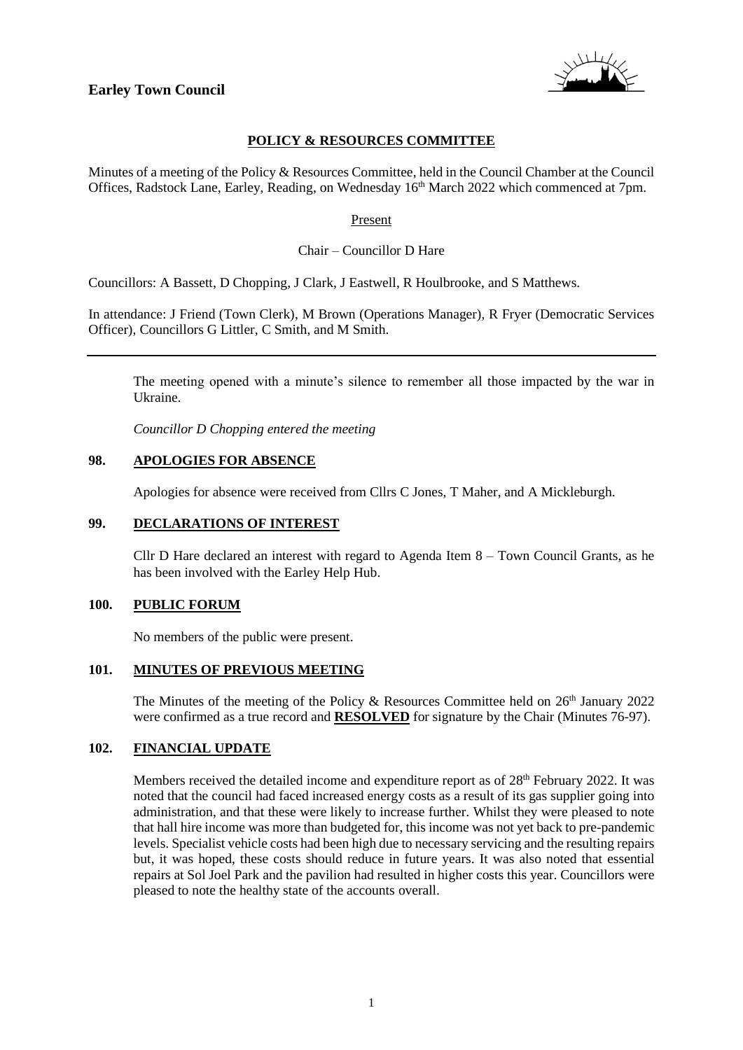**Earley Town Council**

## POLICY & RESOURCES COMMITTEE

Minutes of a meeting of the Policy & Resources Committee, held in the Council Chamber at the Council Offices, Radstock Lane, Earley, Reading, on Wednesday 16th March 2022 which commenced at 7pm.

Present

Chair – Councillor D Hare

Councillors: A Bassett, D Chopping, J Clark, J Eastwell, R Houlbrooke, and S Matthews.

In attendance: J Friend (Town Clerk), M Brown (Operations Manager), R Fryer (Democratic Services Officer), Councillors G Littler, C Smith, and M Smith.

---

The meeting opened with a minute's silence to remember all those impacted by the war in Ukraine.

*Councillor D Chopping entered the meeting*

### 98. APOLOGIES FOR ABSENCE

Apologies for absence were received from Cllrs C Jones, T Maher, and A Mickleburgh.

### 99. DECLARATIONS OF INTEREST

Cllr D Hare declared an interest with regard to Agenda Item 8 – Town Council Grants, as he has been involved with the Earley Help Hub.

### 100. PUBLIC FORUM

No members of the public were present.

### 101. MINUTES OF PREVIOUS MEETING

The Minutes of the meeting of the Policy & Resources Committee held on 26th January 2022 were confirmed as a true record and **RESOLVED** for signature by the Chair (Minutes 76-97).

### 102. FINANCIAL UPDATE

Members received the detailed income and expenditure report as of 28th February 2022. It was noted that the council had faced increased energy costs as a result of its gas supplier going into administration, and that these were likely to increase further. Whilst they were pleased to note that hall hire income was more than budgeted for, this income was not yet back to pre-pandemic levels. Specialist vehicle costs had been high due to necessary servicing and the resulting repairs but, it was hoped, these costs should reduce in future years. It was also noted that essential repairs at Sol Joel Park and the pavilion had resulted in higher costs this year. Councillors were pleased to note the healthy state of the accounts overall.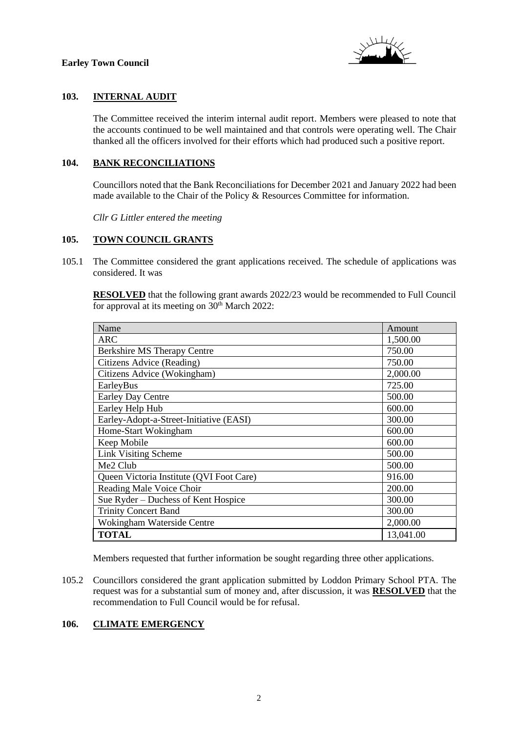## 103. INTERNAL AUDIT

The Committee received the interim internal audit report. Members were pleased to note that the accounts continued to be well maintained and that controls were operating well. The Chair thanked all the officers involved for their efforts which had produced such a positive report.

## 104. BANK RECONCILIATIONS

Councillors noted that the Bank Reconciliations for December 2021 and January 2022 had been made available to the Chair of the Policy & Resources Committee for information.

*Cllr G Littler entered the meeting*

## 105. TOWN COUNCIL GRANTS

105.1 The Committee considered the grant applications received. The schedule of applications was considered. It was

**RESOLVED** that the following grant awards 2022/23 would be recommended to Full Council for approval at its meeting on 30th March 2022:

| Name | Amount |
|---|---|
| ARC | 1,500.00 |
| Berkshire MS Therapy Centre | 750.00 |
| Citizens Advice (Reading) | 750.00 |
| Citizens Advice (Wokingham) | 2,000.00 |
| EarleyBus | 725.00 |
| Earley Day Centre | 500.00 |
| Earley Help Hub | 600.00 |
| Earley-Adopt-a-Street-Initiative (EASI) | 300.00 |
| Home-Start Wokingham | 600.00 |
| Keep Mobile | 600.00 |
| Link Visiting Scheme | 500.00 |
| Me2 Club | 500.00 |
| Queen Victoria Institute (QVI Foot Care) | 916.00 |
| Reading Male Voice Choir | 200.00 |
| Sue Ryder – Duchess of Kent Hospice | 300.00 |
| Trinity Concert Band | 300.00 |
| Wokingham Waterside Centre | 2,000.00 |
| **TOTAL** | 13,041.00 |

Members requested that further information be sought regarding three other applications.

105.2 Councillors considered the grant application submitted by Loddon Primary School PTA. The request was for a substantial sum of money and, after discussion, it was **RESOLVED** that the recommendation to Full Council would be for refusal.

## 106. CLIMATE EMERGENCY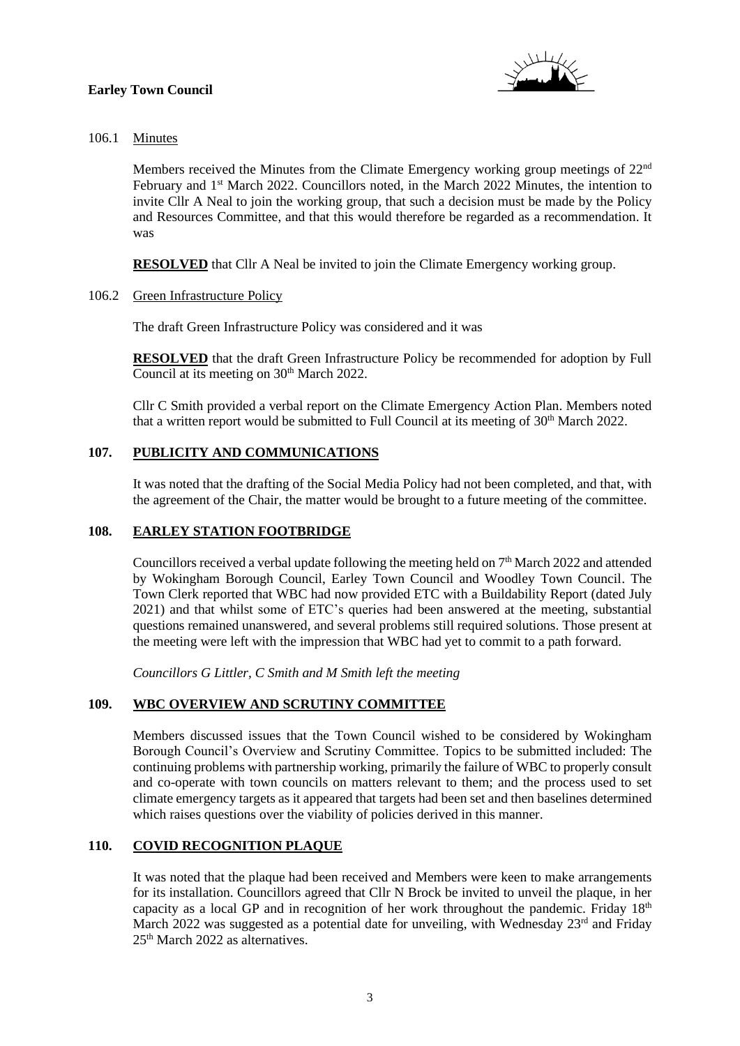106.1 Minutes

Members received the Minutes from the Climate Emergency working group meetings of 22nd February and 1st March 2022. Councillors noted, in the March 2022 Minutes, the intention to invite Cllr A Neal to join the working group, that such a decision must be made by the Policy and Resources Committee, and that this would therefore be regarded as a recommendation. It was

**RESOLVED** that Cllr A Neal be invited to join the Climate Emergency working group.

106.2 Green Infrastructure Policy

The draft Green Infrastructure Policy was considered and it was

**RESOLVED** that the draft Green Infrastructure Policy be recommended for adoption by Full Council at its meeting on 30th March 2022.

Cllr C Smith provided a verbal report on the Climate Emergency Action Plan. Members noted that a written report would be submitted to Full Council at its meeting of 30th March 2022.

## 107. PUBLICITY AND COMMUNICATIONS

It was noted that the drafting of the Social Media Policy had not been completed, and that, with the agreement of the Chair, the matter would be brought to a future meeting of the committee.

## 108. EARLEY STATION FOOTBRIDGE

Councillors received a verbal update following the meeting held on 7th March 2022 and attended by Wokingham Borough Council, Earley Town Council and Woodley Town Council. The Town Clerk reported that WBC had now provided ETC with a Buildability Report (dated July 2021) and that whilst some of ETC's queries had been answered at the meeting, substantial questions remained unanswered, and several problems still required solutions. Those present at the meeting were left with the impression that WBC had yet to commit to a path forward.

*Councillors G Littler, C Smith and M Smith left the meeting*

## 109. WBC OVERVIEW AND SCRUTINY COMMITTEE

Members discussed issues that the Town Council wished to be considered by Wokingham Borough Council's Overview and Scrutiny Committee. Topics to be submitted included: The continuing problems with partnership working, primarily the failure of WBC to properly consult and co-operate with town councils on matters relevant to them; and the process used to set climate emergency targets as it appeared that targets had been set and then baselines determined which raises questions over the viability of policies derived in this manner.

## 110. COVID RECOGNITION PLAQUE

It was noted that the plaque had been received and Members were keen to make arrangements for its installation. Councillors agreed that Cllr N Brock be invited to unveil the plaque, in her capacity as a local GP and in recognition of her work throughout the pandemic. Friday 18th March 2022 was suggested as a potential date for unveiling, with Wednesday 23rd and Friday 25th March 2022 as alternatives.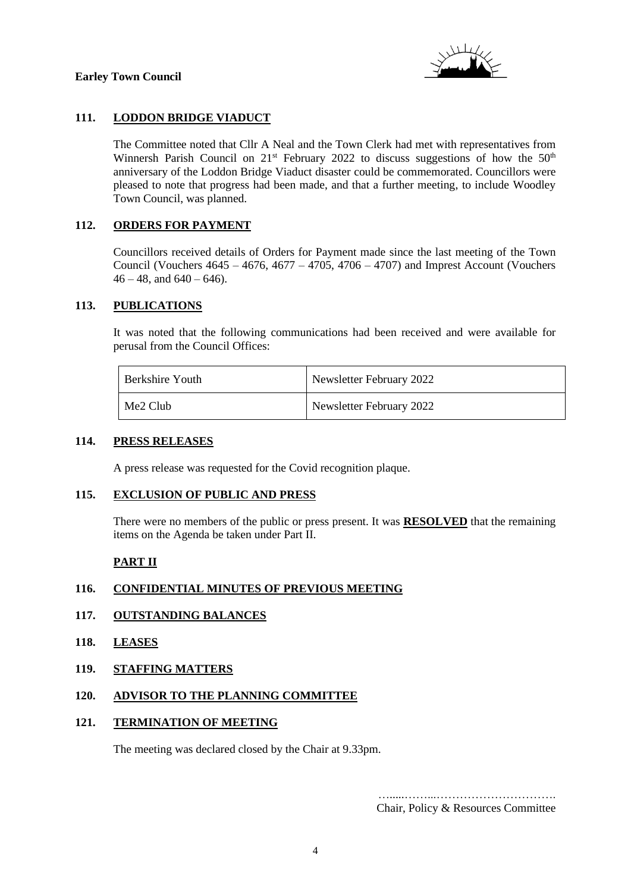## 111. LODDON BRIDGE VIADUCT

The Committee noted that Cllr A Neal and the Town Clerk had met with representatives from Winnersh Parish Council on 21st February 2022 to discuss suggestions of how the 50th anniversary of the Loddon Bridge Viaduct disaster could be commemorated. Councillors were pleased to note that progress had been made, and that a further meeting, to include Woodley Town Council, was planned.

## 112. ORDERS FOR PAYMENT

Councillors received details of Orders for Payment made since the last meeting of the Town Council (Vouchers 4645 – 4676, 4677 – 4705, 4706 – 4707) and Imprest Account (Vouchers 46 – 48, and 640 – 646).

## 113. PUBLICATIONS

It was noted that the following communications had been received and were available for perusal from the Council Offices:

| | |
|---|---|
| Berkshire Youth | Newsletter February 2022 |
| Me2 Club | Newsletter February 2022 |

## 114. PRESS RELEASES

A press release was requested for the Covid recognition plaque.

## 115. EXCLUSION OF PUBLIC AND PRESS

There were no members of the public or press present. It was **RESOLVED** that the remaining items on the Agenda be taken under Part II.

## PART II

## 116. CONFIDENTIAL MINUTES OF PREVIOUS MEETING

## 117. OUTSTANDING BALANCES

## 118. LEASES

## 119. STAFFING MATTERS

## 120. ADVISOR TO THE PLANNING COMMITTEE

## 121. TERMINATION OF MEETING

The meeting was declared closed by the Chair at 9.33pm.

…………………………………………

Chair, Policy & Resources Committee